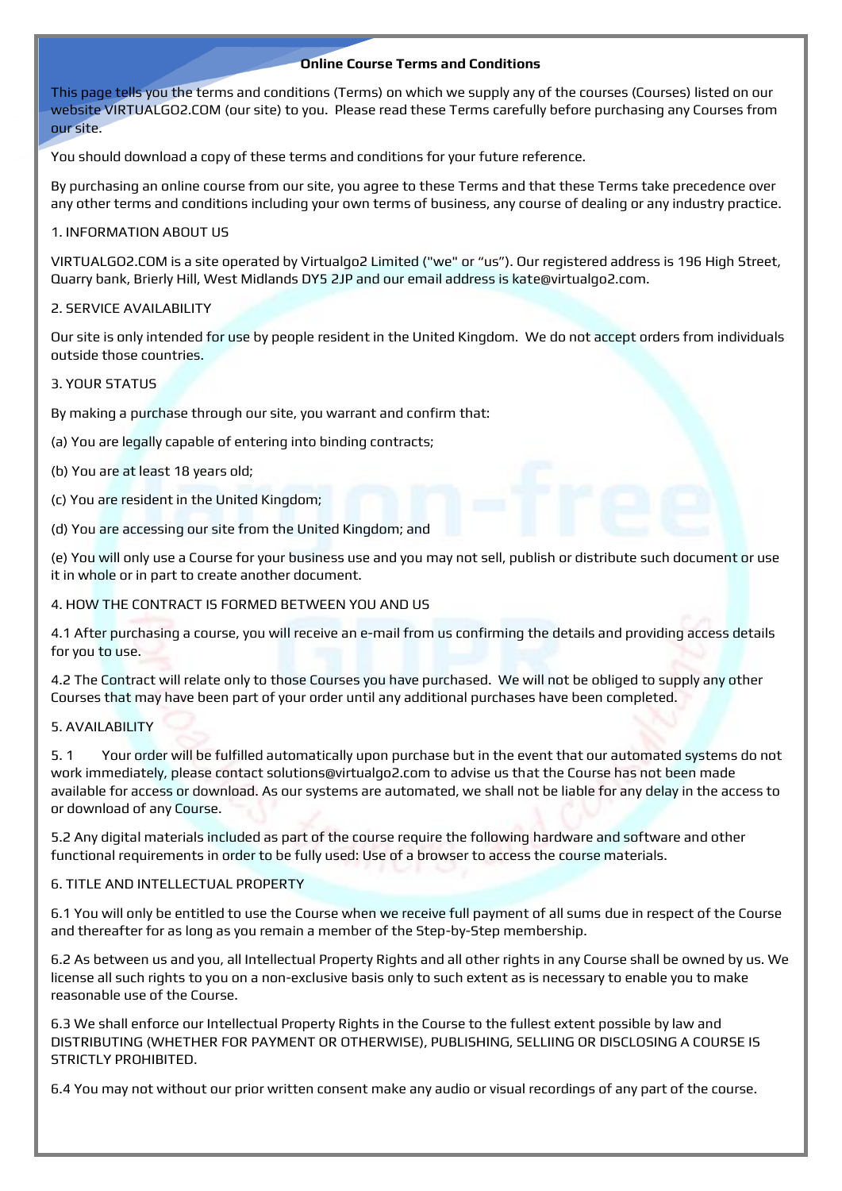# Online Course Terms and Conditions

This page tells you the terms and conditions (Terms) on which we supply any of the courses (Courses) listed on our website VIRTUALGO2.COM (our site) to you. Please read these Terms carefully before purchasing any Courses from our site.

You should download a copy of these terms and conditions for your future reference.

By purchasing an online course from our site, you agree to these Terms and that these Terms take precedence over any other terms and conditions including your own terms of business, any course of dealing or any industry practice.

## 1. INFORMATION ABOUT US

VIRTUALGO2.COM is a site operated by Virtualgo2 Limited ("we" or "us"). Our registered address is 196 High Street, Quarry bank, Brierly Hill, West Midlands DY5 2JP and our email address is kate@virtualgo2.com.

## 2. SERVICE AVAILABILITY

Our site is only intended for use by people resident in the United Kingdom. We do not accept orders from individuals outside those countries.

## 3. YOUR STATUS

By making a purchase through our site, you warrant and confirm that:

(a) You are legally capable of entering into binding contracts;

(b) You are at least 18 years old;

(c) You are resident in the United Kingdom;

(d) You are accessing our site from the United Kingdom; and

(e) You will only use a Course for your business use and you may not sell, publish or distribute such document or use it in whole or in part to create another document.

## 4. HOW THE CONTRACT IS FORMED BETWEEN YOU AND US

4.1 After purchasing a course, you will receive an e-mail from us confirming the details and providing access details for you to use.

4.2 The Contract will relate only to those Courses you have purchased. We will not be obliged to supply any other Courses that may have been part of your order until any additional purchases have been completed.

## 5. AVAILABILITY

5.1 Your order will be fulfilled automatically upon purchase but in the event that our automated systems do not work immediately, please contact solutions@virtualgo2.com to advise us that the Course has not been made available for access or download. As our systems are automated, we shall not be liable for any delay in the access to or download of any Course.

5.2 Any digital materials included as part of the course require the following hardware and software and other functional requirements in order to be fully used: Use of a browser to access the course materials.

## 6. TITLE AND INTELLECTUAL PROPERTY

6.1 You will only be entitled to use the Course when we receive full payment of all sums due in respect of the Course and thereafter for as long as you remain a member of the Step-by-Step membership.

6.2 As between us and you, all Intellectual Property Rights and all other rights in any Course shall be owned by us. We license all such rights to you on a non-exclusive basis only to such extent as is necessary to enable you to make reasonable use of the Course.

6.3 We shall enforce our Intellectual Property Rights in the Course to the fullest extent possible by law and DISTRIBUTING (WHETHER FOR PAYMENT OR OTHERWISE), PUBLISHING, SELLIING OR DISCLOSING A COURSE IS STRICTLY PROHIBITED.

6.4 You may not without our prior written consent make any audio or visual recordings of any part of the course.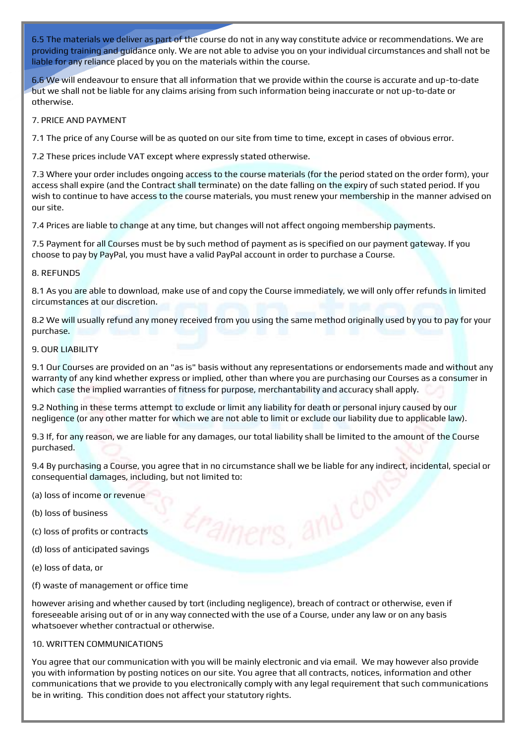6.5 The materials we deliver as part of the course do not in any way constitute advice or recommendations. We are providing training and guidance only. We are not able to advise you on your individual circumstances and shall not be liable for any reliance placed by you on the materials within the course.

6.6 We will endeavour to ensure that all information that we provide within the course is accurate and up-to-date but we shall not be liable for any claims arising from such information being inaccurate or not up-to-date or otherwise.

## 7. PRICE AND PAYMENT

7.1 The price of any Course will be as quoted on our site from time to time, except in cases of obvious error.

7.2 These prices include VAT except where expressly stated otherwise.

7.3 Where your order includes ongoing access to the course materials (for the period stated on the order form), your access shall expire (and the Contract shall terminate) on the date falling on the expiry of such stated period. If you wish to continue to have access to the course materials, you must renew your membership in the manner advised on our site.

7.4 Prices are liable to change at any time, but changes will not affect ongoing membership payments.

7.5 Payment for all Courses must be by such method of payment as is specified on our payment gateway. If you choose to pay by PayPal, you must have a valid PayPal account in order to purchase a Course.

## 8. REFUNDS

8.1 As you are able to download, make use of and copy the Course immediately, we will only offer refunds in limited circumstances at our discretion.

8.2 We will usually refund any money received from you using the same method originally used by you to pay for your purchase.

## 9. OUR LIABILITY

9.1 Our Courses are provided on an "as is" basis without any representations or endorsements made and without any warranty of any kind whether express or implied, other than where you are purchasing our Courses as a consumer in which case the implied warranties of fitness for purpose, merchantability and accuracy shall apply.

9.2 Nothing in these terms attempt to exclude or limit any liability for death or personal injury caused by our negligence (or any other matter for which we are not able to limit or exclude our liability due to applicable law).

9.3 If, for any reason, we are liable for any damages, our total liability shall be limited to the amount of the Course purchased.

9.4 By purchasing a Course, you agree that in no circumstance shall we be liable for any indirect, incidental, special or consequential damages, including, but not limited to:

(a) loss of income or revenue

(b) loss of business

(c) loss of profits or contracts

(d) loss of anticipated savings

(e) loss of data, or

(f) waste of management or office time

however arising and whether caused by tort (including negligence), breach of contract or otherwise, even if foreseeable arising out of or in any way connected with the use of a Course, under any law or on any basis whatsoever whether contractual or otherwise.

## 10. WRITTEN COMMUNICATIONS

You agree that our communication with you will be mainly electronic and via email. We may however also provide you with information by posting notices on our site. You agree that all contracts, notices, information and other communications that we provide to you electronically comply with any legal requirement that such communications be in writing. This condition does not affect your statutory rights.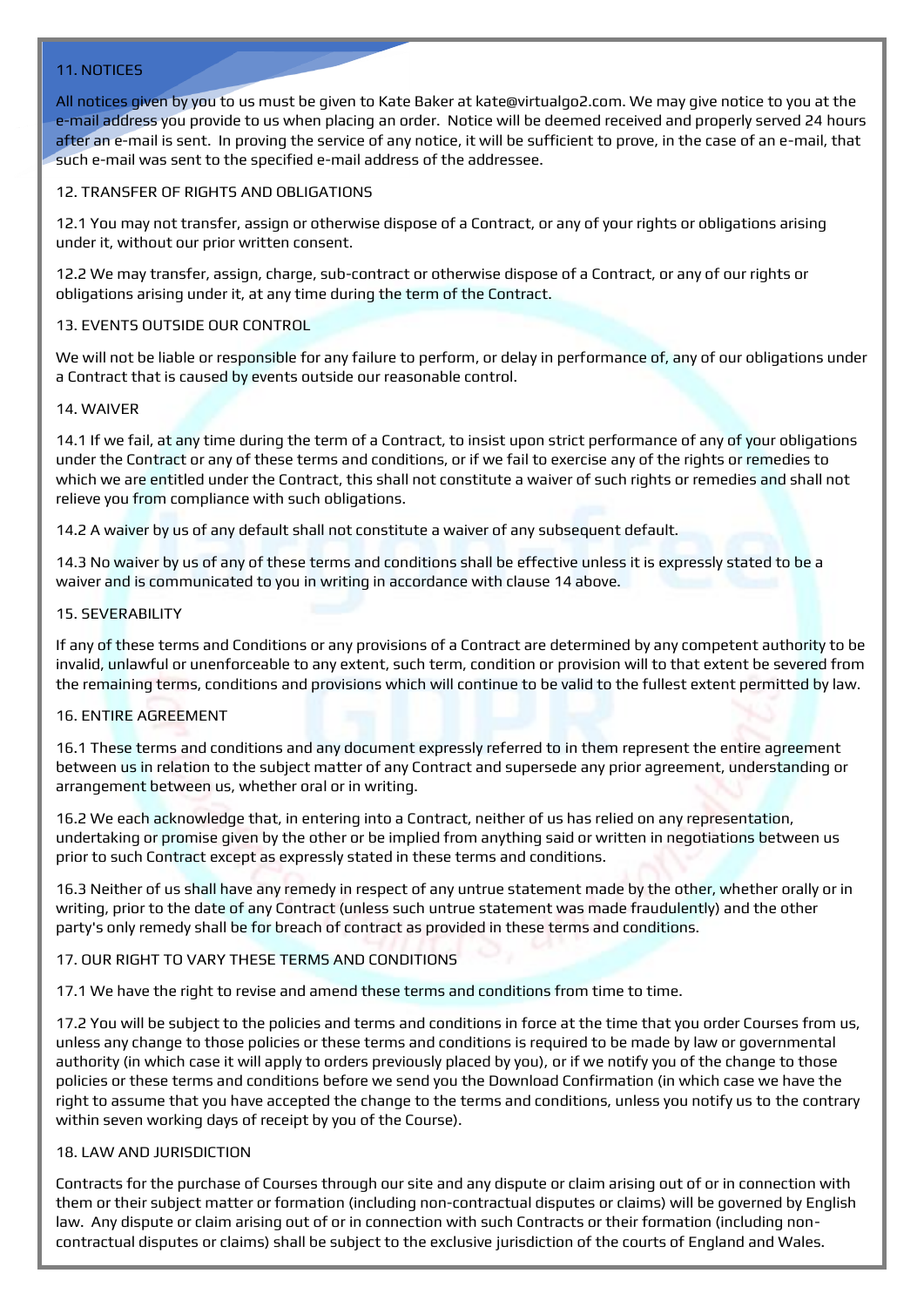## 11. NOTICES

All notices given by you to us must be given to Kate Baker at kate@virtualgo2.com. We may give notice to you at the e-mail address you provide to us when placing an order. Notice will be deemed received and properly served 24 hours after an e-mail is sent. In proving the service of any notice, it will be sufficient to prove, in the case of an e-mail, that such e-mail was sent to the specified e-mail address of the addressee.

## 12. TRANSFER OF RIGHTS AND OBLIGATIONS

12.1 You may not transfer, assign or otherwise dispose of a Contract, or any of your rights or obligations arising under it, without our prior written consent.

12.2 We may transfer, assign, charge, sub-contract or otherwise dispose of a Contract, or any of our rights or obligations arising under it, at any time during the term of the Contract.

## 13. EVENTS OUTSIDE OUR CONTROL

We will not be liable or responsible for any failure to perform, or delay in performance of, any of our obligations under a Contract that is caused by events outside our reasonable control.

## 14. WAIVER

14.1 If we fail, at any time during the term of a Contract, to insist upon strict performance of any of your obligations under the Contract or any of these terms and conditions, or if we fail to exercise any of the rights or remedies to which we are entitled under the Contract, this shall not constitute a waiver of such rights or remedies and shall not relieve you from compliance with such obligations.

14.2 A waiver by us of any default shall not constitute a waiver of any subsequent default.

14.3 No waiver by us of any of these terms and conditions shall be effective unless it is expressly stated to be a waiver and is communicated to you in writing in accordance with clause 14 above.

## 15. SEVERABILITY

If any of these terms and Conditions or any provisions of a Contract are determined by any competent authority to be invalid, unlawful or unenforceable to any extent, such term, condition or provision will to that extent be severed from the remaining terms, conditions and provisions which will continue to be valid to the fullest extent permitted by law.

## 16. ENTIRE AGREEMENT

16.1 These terms and conditions and any document expressly referred to in them represent the entire agreement between us in relation to the subject matter of any Contract and supersede any prior agreement, understanding or arrangement between us, whether oral or in writing.

16.2 We each acknowledge that, in entering into a Contract, neither of us has relied on any representation, undertaking or promise given by the other or be implied from anything said or written in negotiations between us prior to such Contract except as expressly stated in these terms and conditions.

16.3 Neither of us shall have any remedy in respect of any untrue statement made by the other, whether orally or in writing, prior to the date of any Contract (unless such untrue statement was made fraudulently) and the other party's only remedy shall be for breach of contract as provided in these terms and conditions.

## 17. OUR RIGHT TO VARY THESE TERMS AND CONDITIONS

17.1 We have the right to revise and amend these terms and conditions from time to time.

17.2 You will be subject to the policies and terms and conditions in force at the time that you order Courses from us, unless any change to those policies or these terms and conditions is required to be made by law or governmental authority (in which case it will apply to orders previously placed by you), or if we notify you of the change to those policies or these terms and conditions before we send you the Download Confirmation (in which case we have the right to assume that you have accepted the change to the terms and conditions, unless you notify us to the contrary within seven working days of receipt by you of the Course).

## 18. LAW AND JURISDICTION

Contracts for the purchase of Courses through our site and any dispute or claim arising out of or in connection with them or their subject matter or formation (including non-contractual disputes or claims) will be governed by English law. Any dispute or claim arising out of or in connection with such Contracts or their formation (including non-contractual disputes or claims) shall be subject to the exclusive jurisdiction of the courts of England and Wales.